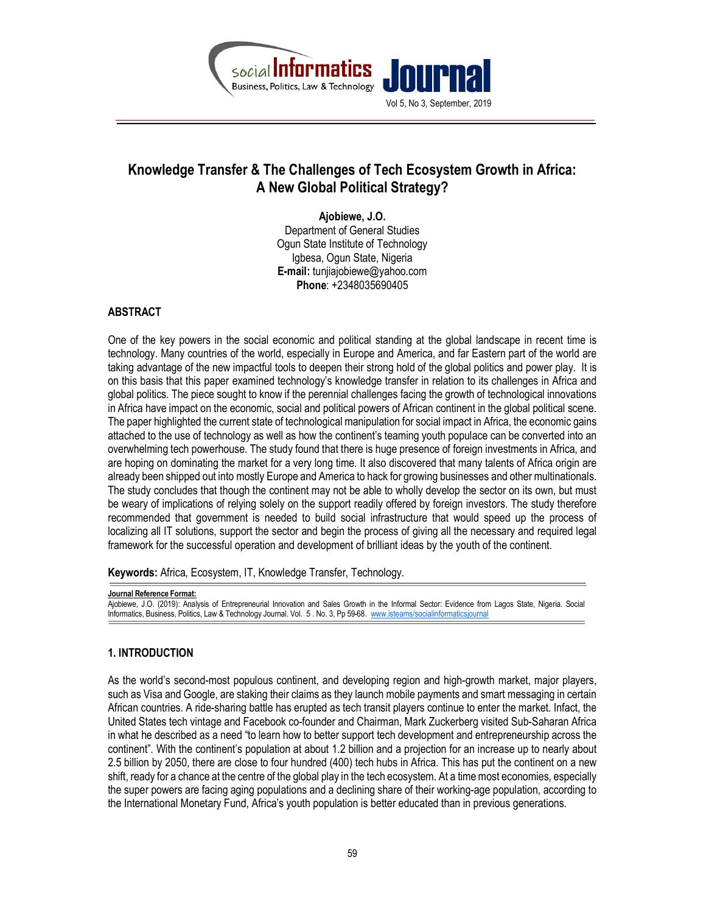# Knowledge Transfer & The Challenges of Tech Ecosystem Growth in Africa: A New Global Political Strategy?

**Ajobiewe, J.O.**
Department of General Studies
Ogun State Institute of Technology
Igbesa, Ogun State, Nigeria
**E-mail:** tunjiajobiewe@yahoo.com
**Phone**: +2348035690405

## ABSTRACT

One of the key powers in the social economic and political standing at the global landscape in recent time is technology. Many countries of the world, especially in Europe and America, and far Eastern part of the world are taking advantage of the new impactful tools to deepen their strong hold of the global politics and power play. It is on this basis that this paper examined technology's knowledge transfer in relation to its challenges in Africa and global politics. The piece sought to know if the perennial challenges facing the growth of technological innovations in Africa have impact on the economic, social and political powers of African continent in the global political scene. The paper highlighted the current state of technological manipulation for social impact in Africa, the economic gains attached to the use of technology as well as how the continent's teaming youth populace can be converted into an overwhelming tech powerhouse. The study found that there is huge presence of foreign investments in Africa, and are hoping on dominating the market for a very long time. It also discovered that many talents of Africa origin are already been shipped out into mostly Europe and America to hack for growing businesses and other multinationals. The study concludes that though the continent may not be able to wholly develop the sector on its own, but must be weary of implications of relying solely on the support readily offered by foreign investors. The study therefore recommended that government is needed to build social infrastructure that would speed up the process of localizing all IT solutions, support the sector and begin the process of giving all the necessary and required legal framework for the successful operation and development of brilliant ideas by the youth of the continent.

**Keywords:** Africa, Ecosystem, IT, Knowledge Transfer, Technology.

**Journal Reference Format:**
Ajobiewe, J.O. (2019): Analysis of Entrepreneurial Innovation and Sales Growth in the Informal Sector: Evidence from Lagos State, Nigeria. Social Informatics, Business, Politics, Law & Technology Journal. Vol. 5 . No. 3, Pp 59-68. www.isteams/socialinformaticsjournal

## 1. INTRODUCTION

As the world's second-most populous continent, and developing region and high-growth market, major players, such as Visa and Google, are staking their claims as they launch mobile payments and smart messaging in certain African countries. A ride-sharing battle has erupted as tech transit players continue to enter the market. Infact, the United States tech vintage and Facebook co-founder and Chairman, Mark Zuckerberg visited Sub-Saharan Africa in what he described as a need "to learn how to better support tech development and entrepreneurship across the continent". With the continent's population at about 1.2 billion and a projection for an increase up to nearly about 2.5 billion by 2050, there are close to four hundred (400) tech hubs in Africa. This has put the continent on a new shift, ready for a chance at the centre of the global play in the tech ecosystem. At a time most economies, especially the super powers are facing aging populations and a declining share of their working-age population, according to the International Monetary Fund, Africa's youth population is better educated than in previous generations.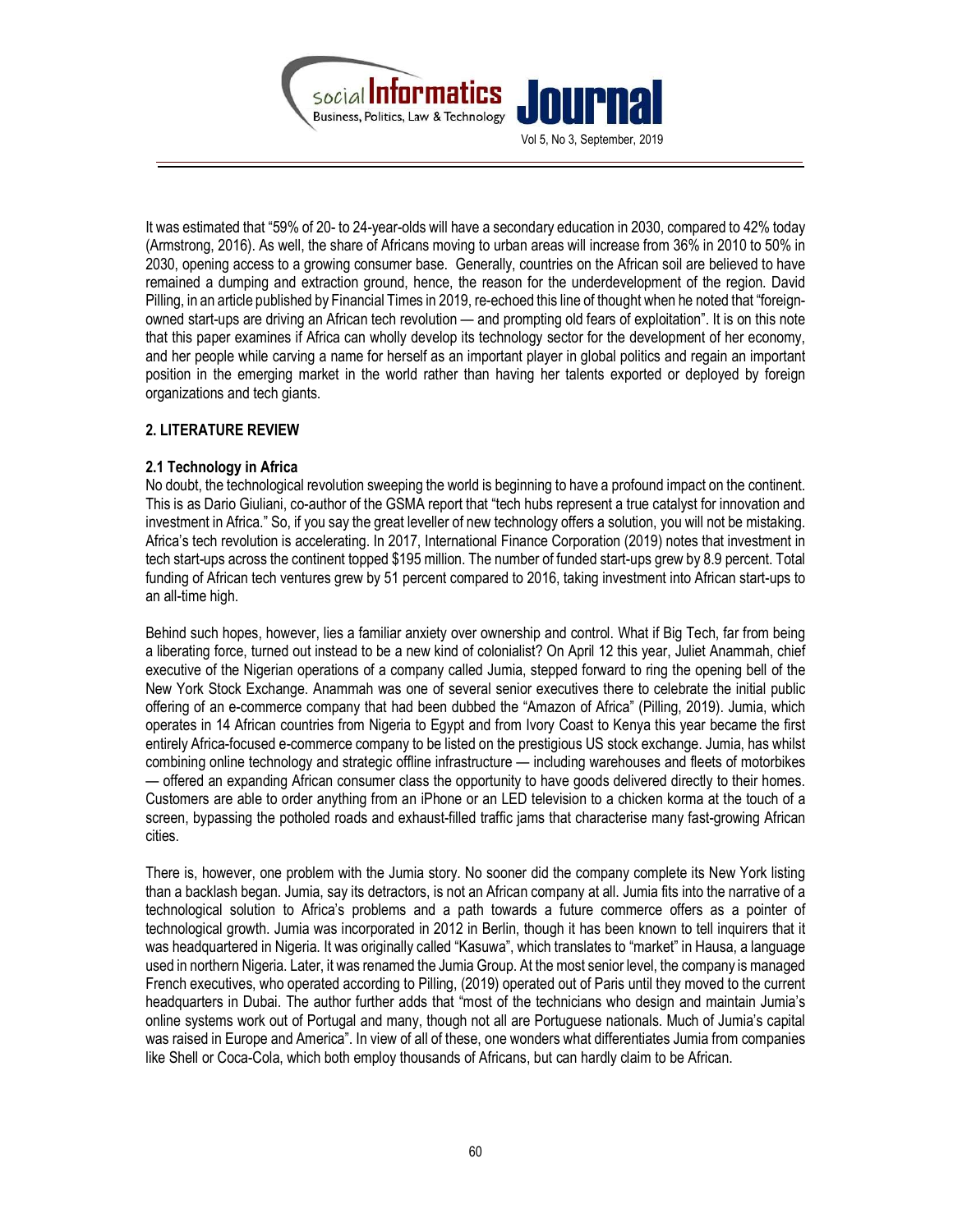It was estimated that "59% of 20- to 24-year-olds will have a secondary education in 2030, compared to 42% today (Armstrong, 2016). As well, the share of Africans moving to urban areas will increase from 36% in 2010 to 50% in 2030, opening access to a growing consumer base. Generally, countries on the African soil are believed to have remained a dumping and extraction ground, hence, the reason for the underdevelopment of the region. David Pilling, in an article published by Financial Times in 2019, re-echoed this line of thought when he noted that "foreign-owned start-ups are driving an African tech revolution — and prompting old fears of exploitation". It is on this note that this paper examines if Africa can wholly develop its technology sector for the development of her economy, and her people while carving a name for herself as an important player in global politics and regain an important position in the emerging market in the world rather than having her talents exported or deployed by foreign organizations and tech giants.

## 2. LITERATURE REVIEW

### 2.1 Technology in Africa

No doubt, the technological revolution sweeping the world is beginning to have a profound impact on the continent. This is as Dario Giuliani, co-author of the GSMA report that "tech hubs represent a true catalyst for innovation and investment in Africa." So, if you say the great leveller of new technology offers a solution, you will not be mistaking. Africa's tech revolution is accelerating. In 2017, International Finance Corporation (2019) notes that investment in tech start-ups across the continent topped $195 million. The number of funded start-ups grew by 8.9 percent. Total funding of African tech ventures grew by 51 percent compared to 2016, taking investment into African start-ups to an all-time high.

Behind such hopes, however, lies a familiar anxiety over ownership and control. What if Big Tech, far from being a liberating force, turned out instead to be a new kind of colonialist? On April 12 this year, Juliet Anammah, chief executive of the Nigerian operations of a company called Jumia, stepped forward to ring the opening bell of the New York Stock Exchange. Anammah was one of several senior executives there to celebrate the initial public offering of an e-commerce company that had been dubbed the "Amazon of Africa" (Pilling, 2019). Jumia, which operates in 14 African countries from Nigeria to Egypt and from Ivory Coast to Kenya this year became the first entirely Africa-focused e-commerce company to be listed on the prestigious US stock exchange. Jumia, has whilst combining online technology and strategic offline infrastructure — including warehouses and fleets of motorbikes — offered an expanding African consumer class the opportunity to have goods delivered directly to their homes. Customers are able to order anything from an iPhone or an LED television to a chicken korma at the touch of a screen, bypassing the potholed roads and exhaust-filled traffic jams that characterise many fast-growing African cities.

There is, however, one problem with the Jumia story. No sooner did the company complete its New York listing than a backlash began. Jumia, say its detractors, is not an African company at all. Jumia fits into the narrative of a technological solution to Africa's problems and a path towards a future commerce offers as a pointer of technological growth. Jumia was incorporated in 2012 in Berlin, though it has been known to tell inquirers that it was headquartered in Nigeria. It was originally called "Kasuwa", which translates to "market" in Hausa, a language used in northern Nigeria. Later, it was renamed the Jumia Group. At the most senior level, the company is managed French executives, who operated according to Pilling, (2019) operated out of Paris until they moved to the current headquarters in Dubai. The author further adds that "most of the technicians who design and maintain Jumia's online systems work out of Portugal and many, though not all are Portuguese nationals. Much of Jumia's capital was raised in Europe and America". In view of all of these, one wonders what differentiates Jumia from companies like Shell or Coca-Cola, which both employ thousands of Africans, but can hardly claim to be African.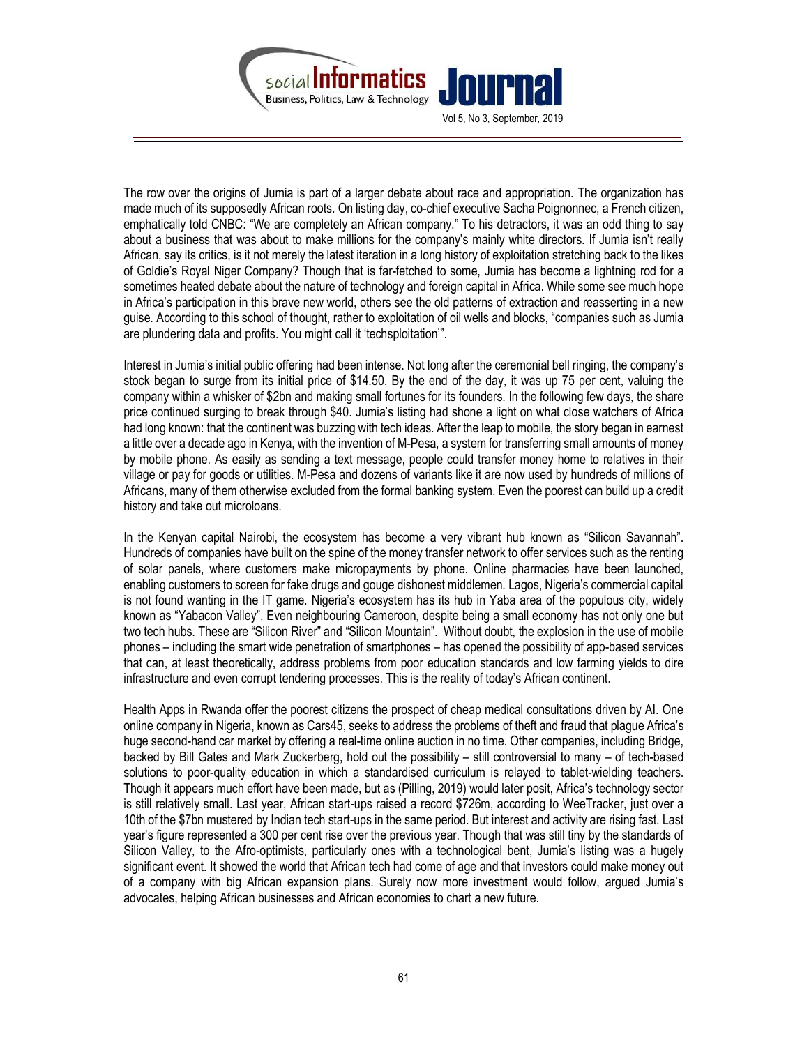The row over the origins of Jumia is part of a larger debate about race and appropriation. The organization has made much of its supposedly African roots. On listing day, co-chief executive Sacha Poignonnec, a French citizen, emphatically told CNBC: "We are completely an African company." To his detractors, it was an odd thing to say about a business that was about to make millions for the company's mainly white directors. If Jumia isn't really African, say its critics, is it not merely the latest iteration in a long history of exploitation stretching back to the likes of Goldie's Royal Niger Company? Though that is far-fetched to some, Jumia has become a lightning rod for a sometimes heated debate about the nature of technology and foreign capital in Africa. While some see much hope in Africa's participation in this brave new world, others see the old patterns of extraction and reasserting in a new guise. According to this school of thought, rather to exploitation of oil wells and blocks, "companies such as Jumia are plundering data and profits. You might call it 'techsploitation'".

Interest in Jumia's initial public offering had been intense. Not long after the ceremonial bell ringing, the company's stock began to surge from its initial price of $14.50. By the end of the day, it was up 75 per cent, valuing the company within a whisker of $2bn and making small fortunes for its founders. In the following few days, the share price continued surging to break through $40. Jumia's listing had shone a light on what close watchers of Africa had long known: that the continent was buzzing with tech ideas. After the leap to mobile, the story began in earnest a little over a decade ago in Kenya, with the invention of M-Pesa, a system for transferring small amounts of money by mobile phone. As easily as sending a text message, people could transfer money home to relatives in their village or pay for goods or utilities. M-Pesa and dozens of variants like it are now used by hundreds of millions of Africans, many of them otherwise excluded from the formal banking system. Even the poorest can build up a credit history and take out microloans.

In the Kenyan capital Nairobi, the ecosystem has become a very vibrant hub known as "Silicon Savannah". Hundreds of companies have built on the spine of the money transfer network to offer services such as the renting of solar panels, where customers make micropayments by phone. Online pharmacies have been launched, enabling customers to screen for fake drugs and gouge dishonest middlemen. Lagos, Nigeria's commercial capital is not found wanting in the IT game. Nigeria's ecosystem has its hub in Yaba area of the populous city, widely known as "Yabacon Valley". Even neighbouring Cameroon, despite being a small economy has not only one but two tech hubs. These are "Silicon River" and "Silicon Mountain". Without doubt, the explosion in the use of mobile phones – including the smart wide penetration of smartphones – has opened the possibility of app-based services that can, at least theoretically, address problems from poor education standards and low farming yields to dire infrastructure and even corrupt tendering processes. This is the reality of today's African continent.

Health Apps in Rwanda offer the poorest citizens the prospect of cheap medical consultations driven by AI. One online company in Nigeria, known as Cars45, seeks to address the problems of theft and fraud that plague Africa's huge second-hand car market by offering a real-time online auction in no time. Other companies, including Bridge, backed by Bill Gates and Mark Zuckerberg, hold out the possibility – still controversial to many – of tech-based solutions to poor-quality education in which a standardised curriculum is relayed to tablet-wielding teachers. Though it appears much effort have been made, but as (Pilling, 2019) would later posit, Africa's technology sector is still relatively small. Last year, African start-ups raised a record $726m, according to WeeTracker, just over a 10th of the $7bn mustered by Indian tech start-ups in the same period. But interest and activity are rising fast. Last year's figure represented a 300 per cent rise over the previous year. Though that was still tiny by the standards of Silicon Valley, to the Afro-optimists, particularly ones with a technological bent, Jumia's listing was a hugely significant event. It showed the world that African tech had come of age and that investors could make money out of a company with big African expansion plans. Surely now more investment would follow, argued Jumia's advocates, helping African businesses and African economies to chart a new future.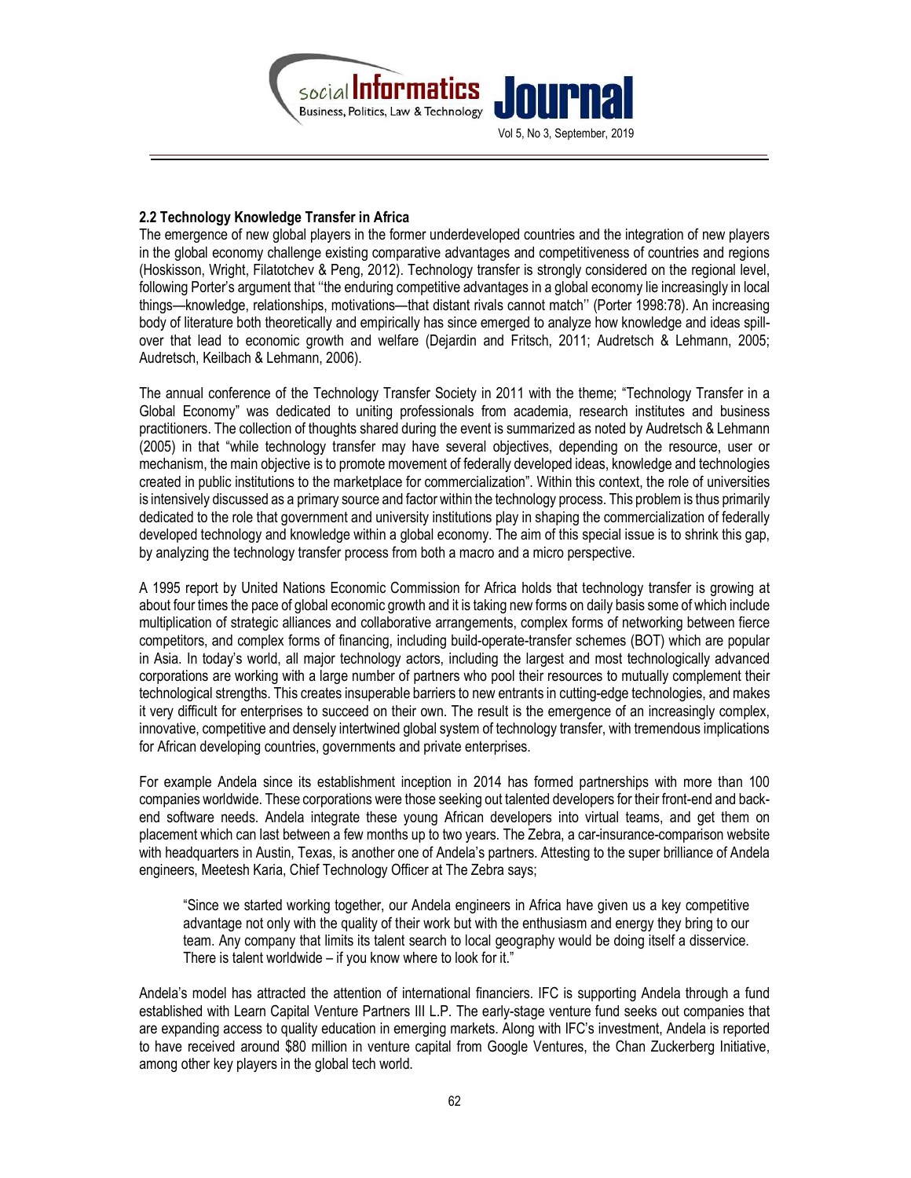### 2.2 Technology Knowledge Transfer in Africa

The emergence of new global players in the former underdeveloped countries and the integration of new players in the global economy challenge existing comparative advantages and competitiveness of countries and regions (Hoskisson, Wright, Filatotchev & Peng, 2012). Technology transfer is strongly considered on the regional level, following Porter's argument that ''the enduring competitive advantages in a global economy lie increasingly in local things—knowledge, relationships, motivations—that distant rivals cannot match'' (Porter 1998:78). An increasing body of literature both theoretically and empirically has since emerged to analyze how knowledge and ideas spill-over that lead to economic growth and welfare (Dejardin and Fritsch, 2011; Audretsch & Lehmann, 2005; Audretsch, Keilbach & Lehmann, 2006).

The annual conference of the Technology Transfer Society in 2011 with the theme; "Technology Transfer in a Global Economy" was dedicated to uniting professionals from academia, research institutes and business practitioners. The collection of thoughts shared during the event is summarized as noted by Audretsch & Lehmann (2005) in that "while technology transfer may have several objectives, depending on the resource, user or mechanism, the main objective is to promote movement of federally developed ideas, knowledge and technologies created in public institutions to the marketplace for commercialization". Within this context, the role of universities is intensively discussed as a primary source and factor within the technology process. This problem is thus primarily dedicated to the role that government and university institutions play in shaping the commercialization of federally developed technology and knowledge within a global economy. The aim of this special issue is to shrink this gap, by analyzing the technology transfer process from both a macro and a micro perspective.

A 1995 report by United Nations Economic Commission for Africa holds that technology transfer is growing at about four times the pace of global economic growth and it is taking new forms on daily basis some of which include multiplication of strategic alliances and collaborative arrangements, complex forms of networking between fierce competitors, and complex forms of financing, including build-operate-transfer schemes (BOT) which are popular in Asia. In today's world, all major technology actors, including the largest and most technologically advanced corporations are working with a large number of partners who pool their resources to mutually complement their technological strengths. This creates insuperable barriers to new entrants in cutting-edge technologies, and makes it very difficult for enterprises to succeed on their own. The result is the emergence of an increasingly complex, innovative, competitive and densely intertwined global system of technology transfer, with tremendous implications for African developing countries, governments and private enterprises.

For example Andela since its establishment inception in 2014 has formed partnerships with more than 100 companies worldwide. These corporations were those seeking out talented developers for their front-end and back-end software needs. Andela integrate these young African developers into virtual teams, and get them on placement which can last between a few months up to two years. The Zebra, a car-insurance-comparison website with headquarters in Austin, Texas, is another one of Andela's partners. Attesting to the super brilliance of Andela engineers, Meetesh Karia, Chief Technology Officer at The Zebra says;

> "Since we started working together, our Andela engineers in Africa have given us a key competitive advantage not only with the quality of their work but with the enthusiasm and energy they bring to our team. Any company that limits its talent search to local geography would be doing itself a disservice. There is talent worldwide – if you know where to look for it."

Andela's model has attracted the attention of international financiers. IFC is supporting Andela through a fund established with Learn Capital Venture Partners III L.P. The early-stage venture fund seeks out companies that are expanding access to quality education in emerging markets. Along with IFC's investment, Andela is reported to have received around $80 million in venture capital from Google Ventures, the Chan Zuckerberg Initiative, among other key players in the global tech world.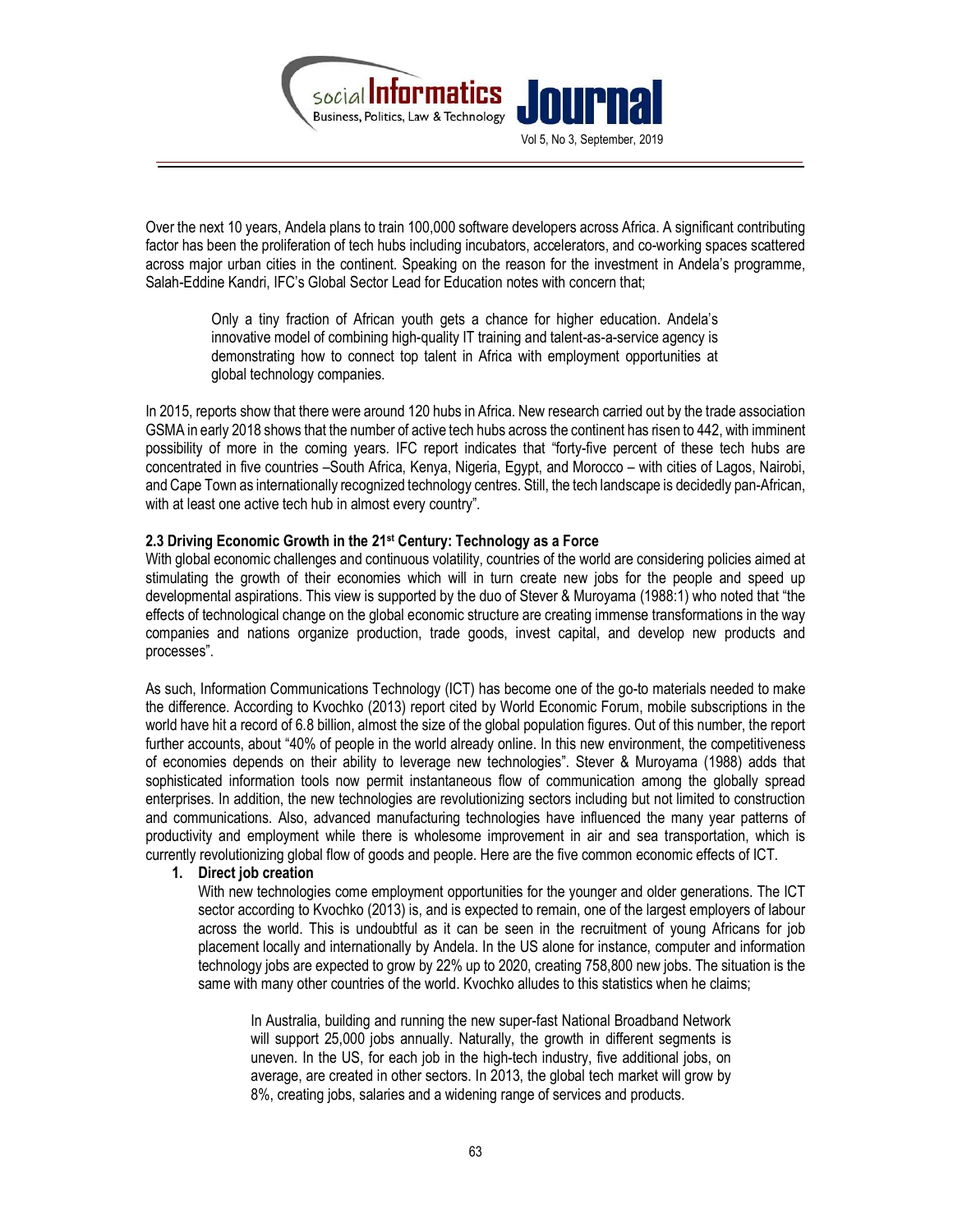Over the next 10 years, Andela plans to train 100,000 software developers across Africa. A significant contributing factor has been the proliferation of tech hubs including incubators, accelerators, and co-working spaces scattered across major urban cities in the continent. Speaking on the reason for the investment in Andela's programme, Salah-Eddine Kandri, IFC's Global Sector Lead for Education notes with concern that;

> Only a tiny fraction of African youth gets a chance for higher education. Andela's innovative model of combining high-quality IT training and talent-as-a-service agency is demonstrating how to connect top talent in Africa with employment opportunities at global technology companies.

In 2015, reports show that there were around 120 hubs in Africa. New research carried out by the trade association GSMA in early 2018 shows that the number of active tech hubs across the continent has risen to 442, with imminent possibility of more in the coming years. IFC report indicates that "forty-five percent of these tech hubs are concentrated in five countries –South Africa, Kenya, Nigeria, Egypt, and Morocco – with cities of Lagos, Nairobi, and Cape Town as internationally recognized technology centres. Still, the tech landscape is decidedly pan-African, with at least one active tech hub in almost every country".

### 2.3 Driving Economic Growth in the 21st Century: Technology as a Force

With global economic challenges and continuous volatility, countries of the world are considering policies aimed at stimulating the growth of their economies which will in turn create new jobs for the people and speed up developmental aspirations. This view is supported by the duo of Stever & Muroyama (1988:1) who noted that "the effects of technological change on the global economic structure are creating immense transformations in the way companies and nations organize production, trade goods, invest capital, and develop new products and processes".

As such, Information Communications Technology (ICT) has become one of the go-to materials needed to make the difference. According to Kvochko (2013) report cited by World Economic Forum, mobile subscriptions in the world have hit a record of 6.8 billion, almost the size of the global population figures. Out of this number, the report further accounts, about "40% of people in the world already online. In this new environment, the competitiveness of economies depends on their ability to leverage new technologies". Stever & Muroyama (1988) adds that sophisticated information tools now permit instantaneous flow of communication among the globally spread enterprises. In addition, the new technologies are revolutionizing sectors including but not limited to construction and communications. Also, advanced manufacturing technologies have influenced the many year patterns of productivity and employment while there is wholesome improvement in air and sea transportation, which is currently revolutionizing global flow of goods and people. Here are the five common economic effects of ICT.

1. **Direct job creation**

   With new technologies come employment opportunities for the younger and older generations. The ICT sector according to Kvochko (2013) is, and is expected to remain, one of the largest employers of labour across the world. This is undoubtful as it can be seen in the recruitment of young Africans for job placement locally and internationally by Andela. In the US alone for instance, computer and information technology jobs are expected to grow by 22% up to 2020, creating 758,800 new jobs. The situation is the same with many other countries of the world. Kvochko alludes to this statistics when he claims;

   > In Australia, building and running the new super-fast National Broadband Network will support 25,000 jobs annually. Naturally, the growth in different segments is uneven. In the US, for each job in the high-tech industry, five additional jobs, on average, are created in other sectors. In 2013, the global tech market will grow by 8%, creating jobs, salaries and a widening range of services and products.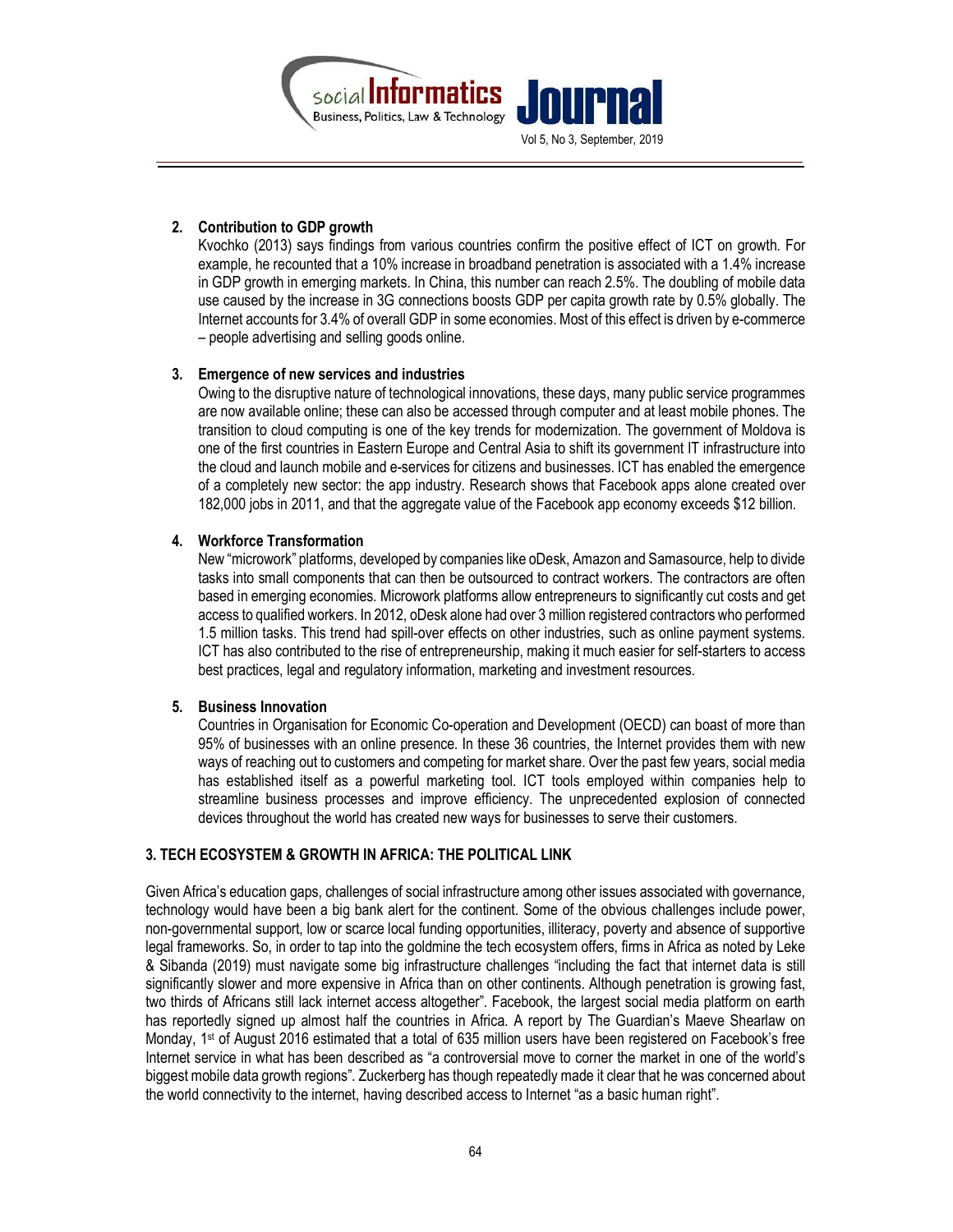2. **Contribution to GDP growth**

   Kvochko (2013) says findings from various countries confirm the positive effect of ICT on growth. For example, he recounted that a 10% increase in broadband penetration is associated with a 1.4% increase in GDP growth in emerging markets. In China, this number can reach 2.5%. The doubling of mobile data use caused by the increase in 3G connections boosts GDP per capita growth rate by 0.5% globally. The Internet accounts for 3.4% of overall GDP in some economies. Most of this effect is driven by e-commerce – people advertising and selling goods online.

3. **Emergence of new services and industries**

   Owing to the disruptive nature of technological innovations, these days, many public service programmes are now available online; these can also be accessed through computer and at least mobile phones. The transition to cloud computing is one of the key trends for modernization. The government of Moldova is one of the first countries in Eastern Europe and Central Asia to shift its government IT infrastructure into the cloud and launch mobile and e-services for citizens and businesses. ICT has enabled the emergence of a completely new sector: the app industry. Research shows that Facebook apps alone created over 182,000 jobs in 2011, and that the aggregate value of the Facebook app economy exceeds $12 billion.

4. **Workforce Transformation**

   New "microwork" platforms, developed by companies like oDesk, Amazon and Samasource, help to divide tasks into small components that can then be outsourced to contract workers. The contractors are often based in emerging economies. Microwork platforms allow entrepreneurs to significantly cut costs and get access to qualified workers. In 2012, oDesk alone had over 3 million registered contractors who performed 1.5 million tasks. This trend had spill-over effects on other industries, such as online payment systems. ICT has also contributed to the rise of entrepreneurship, making it much easier for self-starters to access best practices, legal and regulatory information, marketing and investment resources.

5. **Business Innovation**

   Countries in Organisation for Economic Co-operation and Development (OECD) can boast of more than 95% of businesses with an online presence. In these 36 countries, the Internet provides them with new ways of reaching out to customers and competing for market share. Over the past few years, social media has established itself as a powerful marketing tool. ICT tools employed within companies help to streamline business processes and improve efficiency. The unprecedented explosion of connected devices throughout the world has created new ways for businesses to serve their customers.

## 3. TECH ECOSYSTEM & GROWTH IN AFRICA: THE POLITICAL LINK

Given Africa's education gaps, challenges of social infrastructure among other issues associated with governance, technology would have been a big bank alert for the continent. Some of the obvious challenges include power, non-governmental support, low or scarce local funding opportunities, illiteracy, poverty and absence of supportive legal frameworks. So, in order to tap into the goldmine the tech ecosystem offers, firms in Africa as noted by Leke & Sibanda (2019) must navigate some big infrastructure challenges "including the fact that internet data is still significantly slower and more expensive in Africa than on other continents. Although penetration is growing fast, two thirds of Africans still lack internet access altogether". Facebook, the largest social media platform on earth has reportedly signed up almost half the countries in Africa. A report by The Guardian's Maeve Shearlaw on Monday, 1st of August 2016 estimated that a total of 635 million users have been registered on Facebook's free Internet service in what has been described as "a controversial move to corner the market in one of the world's biggest mobile data growth regions". Zuckerberg has though repeatedly made it clear that he was concerned about the world connectivity to the internet, having described access to Internet "as a basic human right".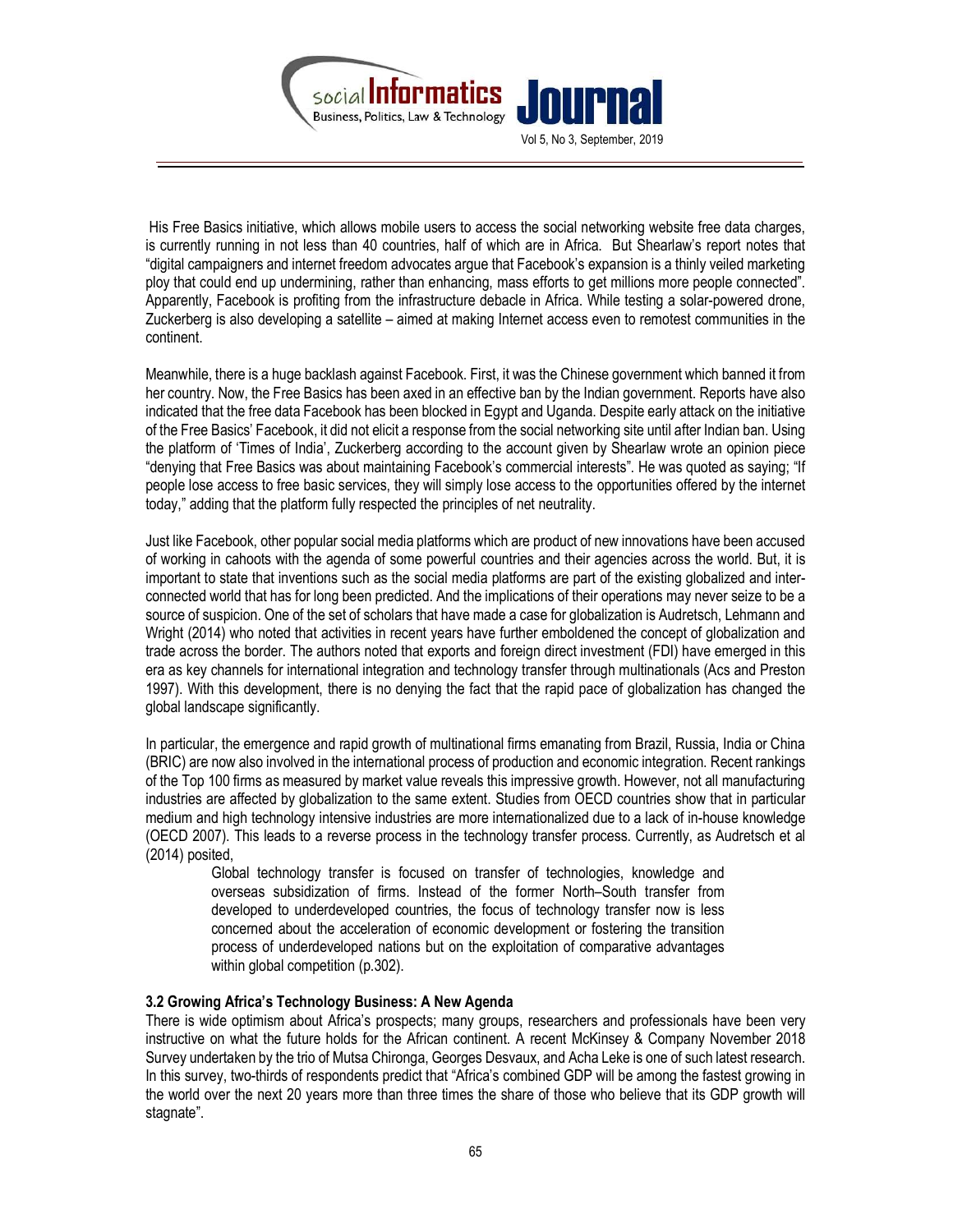His Free Basics initiative, which allows mobile users to access the social networking website free data charges, is currently running in not less than 40 countries, half of which are in Africa. But Shearlaw's report notes that "digital campaigners and internet freedom advocates argue that Facebook's expansion is a thinly veiled marketing ploy that could end up undermining, rather than enhancing, mass efforts to get millions more people connected". Apparently, Facebook is profiting from the infrastructure debacle in Africa. While testing a solar-powered drone, Zuckerberg is also developing a satellite – aimed at making Internet access even to remotest communities in the continent.

Meanwhile, there is a huge backlash against Facebook. First, it was the Chinese government which banned it from her country. Now, the Free Basics has been axed in an effective ban by the Indian government. Reports have also indicated that the free data Facebook has been blocked in Egypt and Uganda. Despite early attack on the initiative of the Free Basics' Facebook, it did not elicit a response from the social networking site until after Indian ban. Using the platform of 'Times of India', Zuckerberg according to the account given by Shearlaw wrote an opinion piece "denying that Free Basics was about maintaining Facebook's commercial interests". He was quoted as saying; "If people lose access to free basic services, they will simply lose access to the opportunities offered by the internet today," adding that the platform fully respected the principles of net neutrality.

Just like Facebook, other popular social media platforms which are product of new innovations have been accused of working in cahoots with the agenda of some powerful countries and their agencies across the world. But, it is important to state that inventions such as the social media platforms are part of the existing globalized and inter-connected world that has for long been predicted. And the implications of their operations may never seize to be a source of suspicion. One of the set of scholars that have made a case for globalization is Audretsch, Lehmann and Wright (2014) who noted that activities in recent years have further emboldened the concept of globalization and trade across the border. The authors noted that exports and foreign direct investment (FDI) have emerged in this era as key channels for international integration and technology transfer through multinationals (Acs and Preston 1997). With this development, there is no denying the fact that the rapid pace of globalization has changed the global landscape significantly.

In particular, the emergence and rapid growth of multinational firms emanating from Brazil, Russia, India or China (BRIC) are now also involved in the international process of production and economic integration. Recent rankings of the Top 100 firms as measured by market value reveals this impressive growth. However, not all manufacturing industries are affected by globalization to the same extent. Studies from OECD countries show that in particular medium and high technology intensive industries are more internationalized due to a lack of in-house knowledge (OECD 2007). This leads to a reverse process in the technology transfer process. Currently, as Audretsch et al (2014) posited,

> Global technology transfer is focused on transfer of technologies, knowledge and overseas subsidization of firms. Instead of the former North–South transfer from developed to underdeveloped countries, the focus of technology transfer now is less concerned about the acceleration of economic development or fostering the transition process of underdeveloped nations but on the exploitation of comparative advantages within global competition (p.302).

### 3.2 Growing Africa's Technology Business: A New Agenda

There is wide optimism about Africa's prospects; many groups, researchers and professionals have been very instructive on what the future holds for the African continent. A recent McKinsey & Company November 2018 Survey undertaken by the trio of Mutsa Chironga, Georges Desvaux, and Acha Leke is one of such latest research. In this survey, two-thirds of respondents predict that "Africa's combined GDP will be among the fastest growing in the world over the next 20 years more than three times the share of those who believe that its GDP growth will stagnate".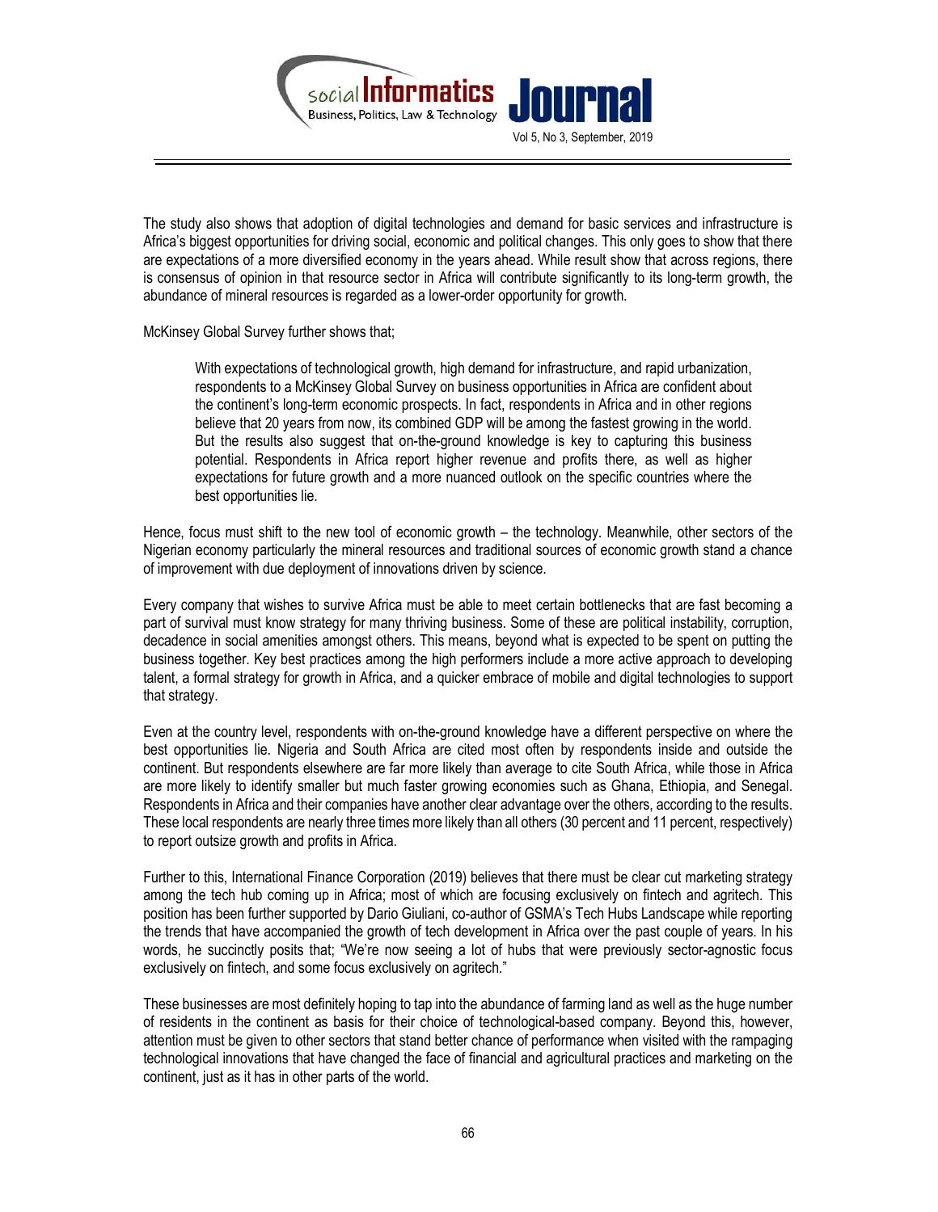The study also shows that adoption of digital technologies and demand for basic services and infrastructure is Africa's biggest opportunities for driving social, economic and political changes. This only goes to show that there are expectations of a more diversified economy in the years ahead. While result show that across regions, there is consensus of opinion in that resource sector in Africa will contribute significantly to its long-term growth, the abundance of mineral resources is regarded as a lower-order opportunity for growth.

McKinsey Global Survey further shows that;

> With expectations of technological growth, high demand for infrastructure, and rapid urbanization, respondents to a McKinsey Global Survey on business opportunities in Africa are confident about the continent's long-term economic prospects. In fact, respondents in Africa and in other regions believe that 20 years from now, its combined GDP will be among the fastest growing in the world. But the results also suggest that on-the-ground knowledge is key to capturing this business potential. Respondents in Africa report higher revenue and profits there, as well as higher expectations for future growth and a more nuanced outlook on the specific countries where the best opportunities lie.

Hence, focus must shift to the new tool of economic growth – the technology. Meanwhile, other sectors of the Nigerian economy particularly the mineral resources and traditional sources of economic growth stand a chance of improvement with due deployment of innovations driven by science.

Every company that wishes to survive Africa must be able to meet certain bottlenecks that are fast becoming a part of survival must know strategy for many thriving business. Some of these are political instability, corruption, decadence in social amenities amongst others. This means, beyond what is expected to be spent on putting the business together. Key best practices among the high performers include a more active approach to developing talent, a formal strategy for growth in Africa, and a quicker embrace of mobile and digital technologies to support that strategy.

Even at the country level, respondents with on-the-ground knowledge have a different perspective on where the best opportunities lie. Nigeria and South Africa are cited most often by respondents inside and outside the continent. But respondents elsewhere are far more likely than average to cite South Africa, while those in Africa are more likely to identify smaller but much faster growing economies such as Ghana, Ethiopia, and Senegal. Respondents in Africa and their companies have another clear advantage over the others, according to the results. These local respondents are nearly three times more likely than all others (30 percent and 11 percent, respectively) to report outsize growth and profits in Africa.

Further to this, International Finance Corporation (2019) believes that there must be clear cut marketing strategy among the tech hub coming up in Africa; most of which are focusing exclusively on fintech and agritech. This position has been further supported by Dario Giuliani, co-author of GSMA's Tech Hubs Landscape while reporting the trends that have accompanied the growth of tech development in Africa over the past couple of years. In his words, he succinctly posits that; "We're now seeing a lot of hubs that were previously sector-agnostic focus exclusively on fintech, and some focus exclusively on agritech."

These businesses are most definitely hoping to tap into the abundance of farming land as well as the huge number of residents in the continent as basis for their choice of technological-based company. Beyond this, however, attention must be given to other sectors that stand better chance of performance when visited with the rampaging technological innovations that have changed the face of financial and agricultural practices and marketing on the continent, just as it has in other parts of the world.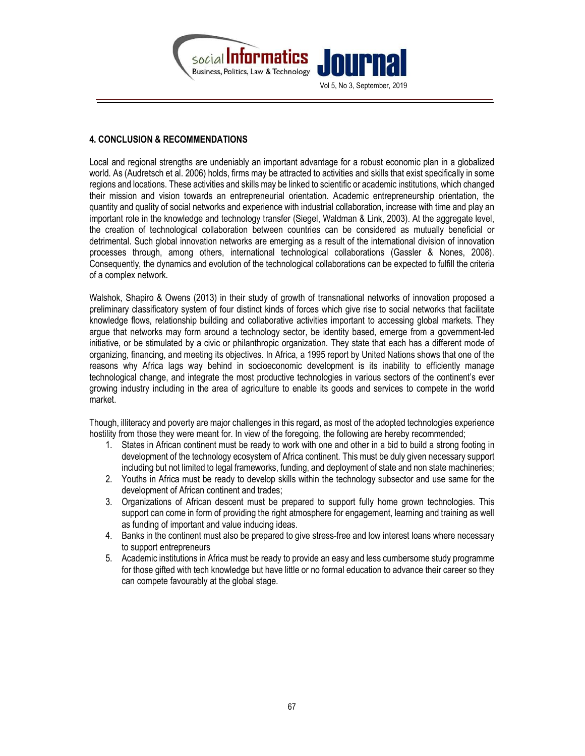## 4. CONCLUSION & RECOMMENDATIONS

Local and regional strengths are undeniably an important advantage for a robust economic plan in a globalized world. As (Audretsch et al. 2006) holds, firms may be attracted to activities and skills that exist specifically in some regions and locations. These activities and skills may be linked to scientific or academic institutions, which changed their mission and vision towards an entrepreneurial orientation. Academic entrepreneurship orientation, the quantity and quality of social networks and experience with industrial collaboration, increase with time and play an important role in the knowledge and technology transfer (Siegel, Waldman & Link, 2003). At the aggregate level, the creation of technological collaboration between countries can be considered as mutually beneficial or detrimental. Such global innovation networks are emerging as a result of the international division of innovation processes through, among others, international technological collaborations (Gassler & Nones, 2008). Consequently, the dynamics and evolution of the technological collaborations can be expected to fulfill the criteria of a complex network.

Walshok, Shapiro & Owens (2013) in their study of growth of transnational networks of innovation proposed a preliminary classificatory system of four distinct kinds of forces which give rise to social networks that facilitate knowledge flows, relationship building and collaborative activities important to accessing global markets. They argue that networks may form around a technology sector, be identity based, emerge from a government-led initiative, or be stimulated by a civic or philanthropic organization. They state that each has a different mode of organizing, financing, and meeting its objectives. In Africa, a 1995 report by United Nations shows that one of the reasons why Africa lags way behind in socioeconomic development is its inability to efficiently manage technological change, and integrate the most productive technologies in various sectors of the continent's ever growing industry including in the area of agriculture to enable its goods and services to compete in the world market.

Though, illiteracy and poverty are major challenges in this regard, as most of the adopted technologies experience hostility from those they were meant for. In view of the foregoing, the following are hereby recommended;

1. States in African continent must be ready to work with one and other in a bid to build a strong footing in development of the technology ecosystem of Africa continent. This must be duly given necessary support including but not limited to legal frameworks, funding, and deployment of state and non state machineries;
2. Youths in Africa must be ready to develop skills within the technology subsector and use same for the development of African continent and trades;
3. Organizations of African descent must be prepared to support fully home grown technologies. This support can come in form of providing the right atmosphere for engagement, learning and training as well as funding of important and value inducing ideas.
4. Banks in the continent must also be prepared to give stress-free and low interest loans where necessary to support entrepreneurs
5. Academic institutions in Africa must be ready to provide an easy and less cumbersome study programme for those gifted with tech knowledge but have little or no formal education to advance their career so they can compete favourably at the global stage.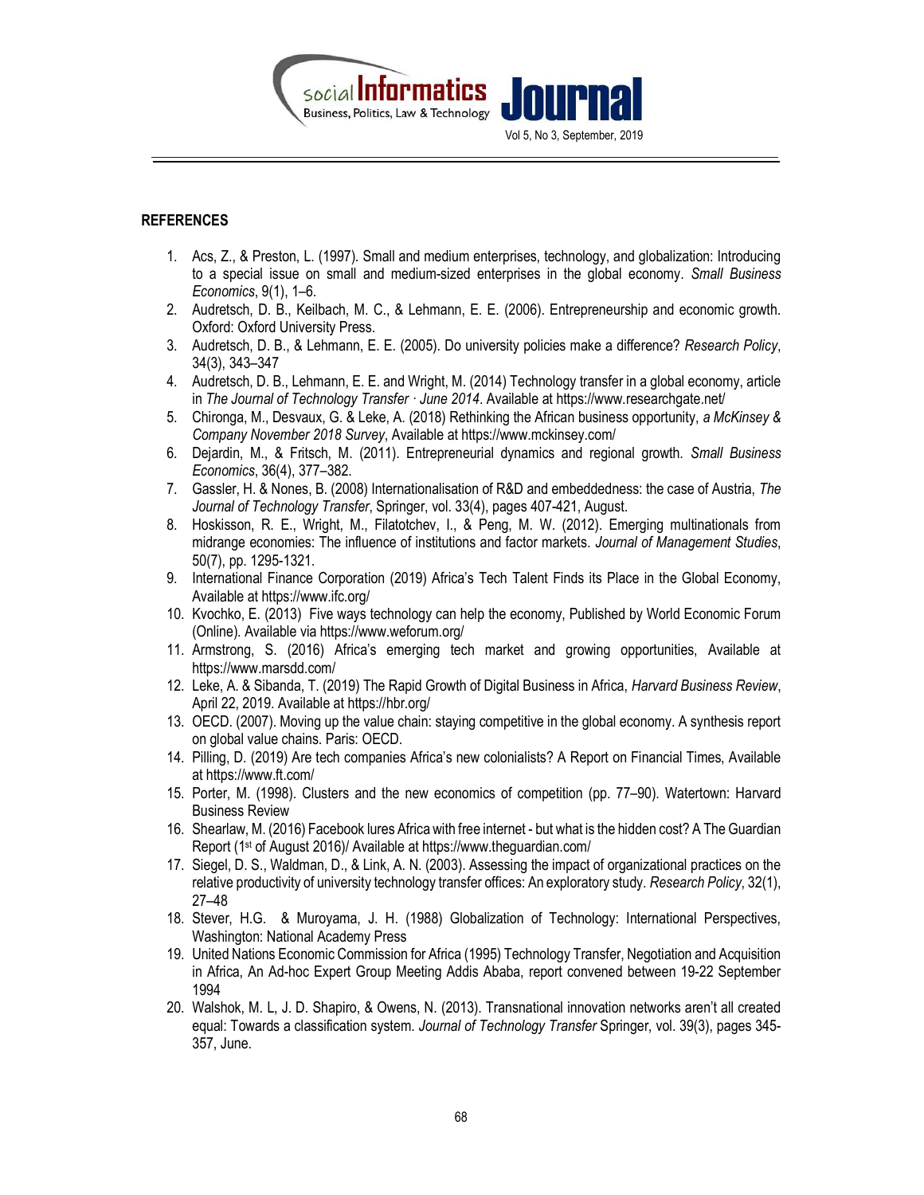**REFERENCES**

1. Acs, Z., & Preston, L. (1997). Small and medium enterprises, technology, and globalization: Introducing to a special issue on small and medium-sized enterprises in the global economy. *Small Business Economics*, 9(1), 1–6.
2. Audretsch, D. B., Keilbach, M. C., & Lehmann, E. E. (2006). Entrepreneurship and economic growth. Oxford: Oxford University Press.
3. Audretsch, D. B., & Lehmann, E. E. (2005). Do university policies make a difference? *Research Policy*, 34(3), 343–347
4. Audretsch, D. B., Lehmann, E. E. and Wright, M. (2014) Technology transfer in a global economy, article in *The Journal of Technology Transfer · June 2014*. Available at https://www.researchgate.net/
5. Chironga, M., Desvaux, G. & Leke, A. (2018) Rethinking the African business opportunity, *a McKinsey & Company November 2018 Survey*, Available at https://www.mckinsey.com/
6. Dejardin, M., & Fritsch, M. (2011). Entrepreneurial dynamics and regional growth. *Small Business Economics*, 36(4), 377–382.
7. Gassler, H. & Nones, B. (2008) Internationalisation of R&D and embeddedness: the case of Austria, *The Journal of Technology Transfer*, Springer, vol. 33(4), pages 407-421, August.
8. Hoskisson, R. E., Wright, M., Filatotchev, I., & Peng, M. W. (2012). Emerging multinationals from midrange economies: The influence of institutions and factor markets. *Journal of Management Studies*, 50(7), pp. 1295-1321.
9. International Finance Corporation (2019) Africa's Tech Talent Finds its Place in the Global Economy, Available at https://www.ifc.org/
10. Kvochko, E. (2013) Five ways technology can help the economy, Published by World Economic Forum (Online). Available via https://www.weforum.org/
11. Armstrong, S. (2016) Africa's emerging tech market and growing opportunities, Available at https://www.marsdd.com/
12. Leke, A. & Sibanda, T. (2019) The Rapid Growth of Digital Business in Africa, *Harvard Business Review*, April 22, 2019. Available at https://hbr.org/
13. OECD. (2007). Moving up the value chain: staying competitive in the global economy. A synthesis report on global value chains. Paris: OECD.
14. Pilling, D. (2019) Are tech companies Africa's new colonialists? A Report on Financial Times, Available at https://www.ft.com/
15. Porter, M. (1998). Clusters and the new economics of competition (pp. 77–90). Watertown: Harvard Business Review
16. Shearlaw, M. (2016) Facebook lures Africa with free internet - but what is the hidden cost? A The Guardian Report (1st of August 2016)/ Available at https://www.theguardian.com/
17. Siegel, D. S., Waldman, D., & Link, A. N. (2003). Assessing the impact of organizational practices on the relative productivity of university technology transfer offices: An exploratory study. *Research Policy*, 32(1), 27–48
18. Stever, H.G. & Muroyama, J. H. (1988) Globalization of Technology: International Perspectives, Washington: National Academy Press
19. United Nations Economic Commission for Africa (1995) Technology Transfer, Negotiation and Acquisition in Africa, An Ad-hoc Expert Group Meeting Addis Ababa, report convened between 19-22 September 1994
20. Walshok, M. L, J. D. Shapiro, & Owens, N. (2013). Transnational innovation networks aren't all created equal: Towards a classification system. *Journal of Technology Transfer* Springer, vol. 39(3), pages 345-357, June.